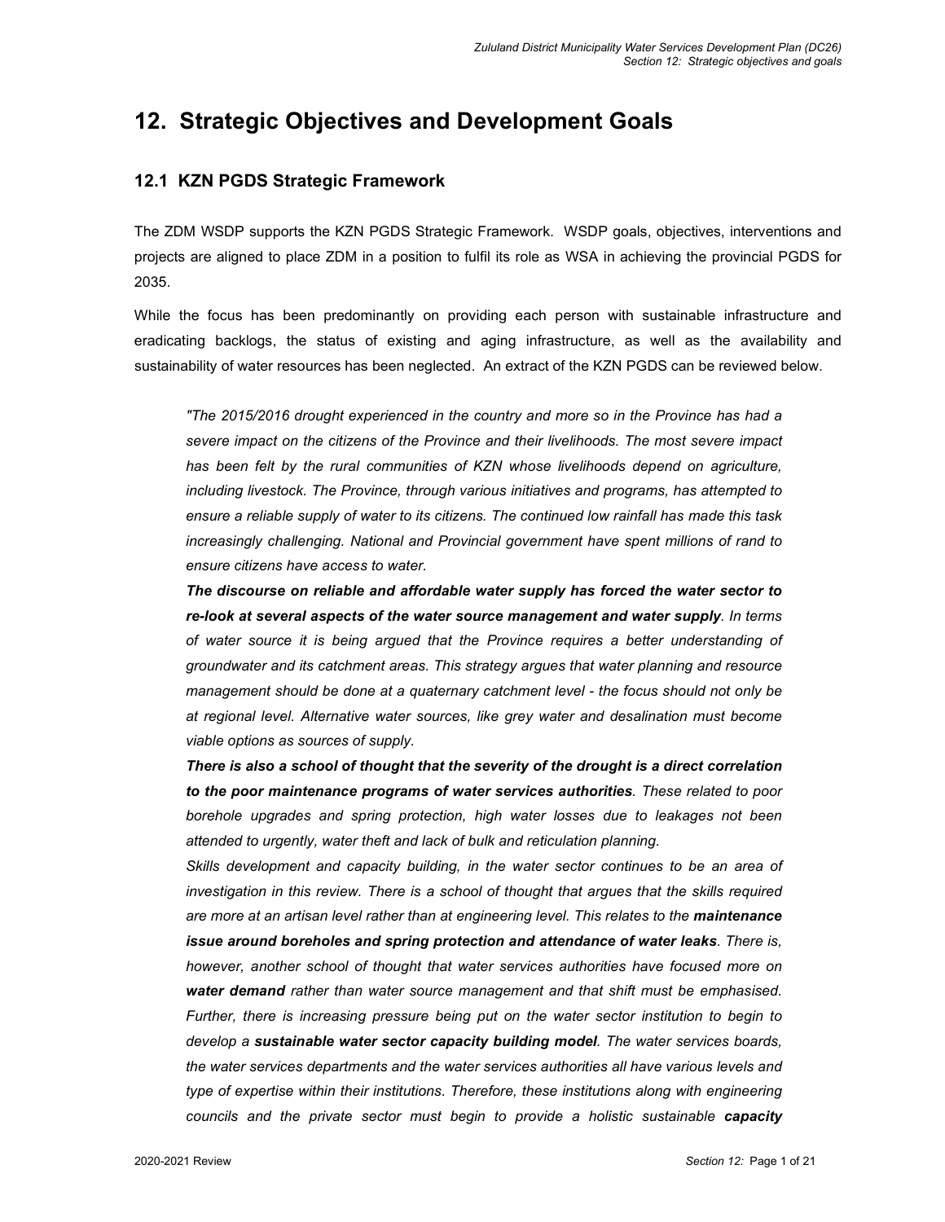# 12. Strategic Objectives and Development Goals

## 12.1 KZN PGDS Strategic Framework

The ZDM WSDP supports the KZN PGDS Strategic Framework. WSDP goals, objectives, interventions and projects are aligned to place ZDM in a position to fulfil its role as WSA in achieving the provincial PGDS for 2035.

While the focus has been predominantly on providing each person with sustainable infrastructure and eradicating backlogs, the status of existing and aging infrastructure, as well as the availability and sustainability of water resources has been neglected. An extract of the KZN PGDS can be reviewed below.

> *"The 2015/2016 drought experienced in the country and more so in the Province has had a severe impact on the citizens of the Province and their livelihoods. The most severe impact has been felt by the rural communities of KZN whose livelihoods depend on agriculture, including livestock. The Province, through various initiatives and programs, has attempted to ensure a reliable supply of water to its citizens. The continued low rainfall has made this task increasingly challenging. National and Provincial government have spent millions of rand to ensure citizens have access to water.*
>
> ***The discourse on reliable and affordable water supply has forced the water sector to re-look at several aspects of the water source management and water supply**. In terms of water source it is being argued that the Province requires a better understanding of groundwater and its catchment areas. This strategy argues that water planning and resource management should be done at a quaternary catchment level - the focus should not only be at regional level. Alternative water sources, like grey water and desalination must become viable options as sources of supply.*
>
> ***There is also a school of thought that the severity of the drought is a direct correlation to the poor maintenance programs of water services authorities**. These related to poor borehole upgrades and spring protection, high water losses due to leakages not been attended to urgently, water theft and lack of bulk and reticulation planning.*
>
> *Skills development and capacity building, in the water sector continues to be an area of investigation in this review. There is a school of thought that argues that the skills required are more at an artisan level rather than at engineering level. This relates to the **maintenance issue around boreholes and spring protection and attendance of water leaks**. There is, however, another school of thought that water services authorities have focused more on **water demand** rather than water source management and that shift must be emphasised. Further, there is increasing pressure being put on the water sector institution to begin to develop a **sustainable water sector capacity building model**. The water services boards, the water services departments and the water services authorities all have various levels and type of expertise within their institutions. Therefore, these institutions along with engineering councils and the private sector must begin to provide a holistic sustainable **capacity***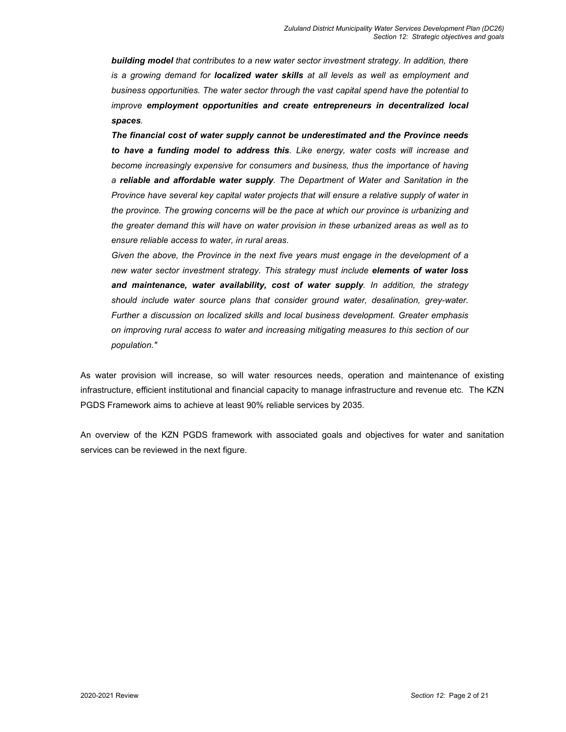*__building model__ that contributes to a new water sector investment strategy. In addition, there is a growing demand for __localized water skills__ at all levels as well as employment and business opportunities. The water sector through the vast capital spend have the potential to improve __employment opportunities and create entrepreneurs in decentralized local spaces__.*

***The financial cost of water supply cannot be underestimated and the Province needs to have a funding model to address this**. Like energy, water costs will increase and become increasingly expensive for consumers and business, thus the importance of having a **reliable and affordable water supply**. The Department of Water and Sanitation in the Province have several key capital water projects that will ensure a relative supply of water in the province. The growing concerns will be the pace at which our province is urbanizing and the greater demand this will have on water provision in these urbanized areas as well as to ensure reliable access to water, in rural areas.*

*Given the above, the Province in the next five years must engage in the development of a new water sector investment strategy. This strategy must include **elements of water loss and maintenance, water availability, cost of water supply**. In addition, the strategy should include water source plans that consider ground water, desalination, grey-water. Further a discussion on localized skills and local business development. Greater emphasis on improving rural access to water and increasing mitigating measures to this section of our population."*

As water provision will increase, so will water resources needs, operation and maintenance of existing infrastructure, efficient institutional and financial capacity to manage infrastructure and revenue etc. The KZN PGDS Framework aims to achieve at least 90% reliable services by 2035.

An overview of the KZN PGDS framework with associated goals and objectives for water and sanitation services can be reviewed in the next figure.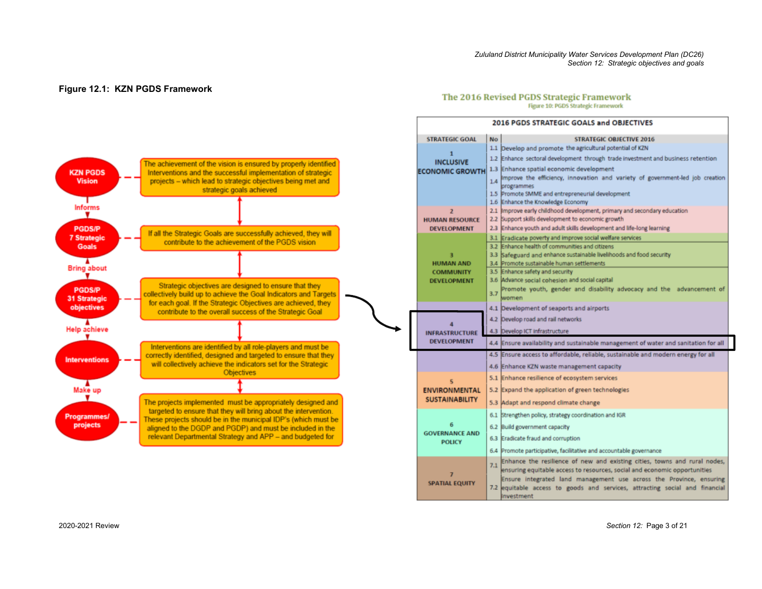**Figure 12.1: KZN PGDS Framework**

| | |
|---|---|
| **KZN PGDS Vision** | The achievement of the vision is ensured by properly identified Interventions and the successful implementation of strategic projects – which lead to strategic objectives being met and strategic goals achieved |
| *Informs* | |
| **PGDS/P 7 Strategic Goals** | If all the Strategic Goals are successfully achieved, they will contribute to the achievement of the PGDS vision |
| *Bring about* | |
| **PGDS/P 31 Strategic objectives** | Strategic objectives are designed to ensure that they collectively build up to achieve the Goal Indicators and Targets for each goal. If the Strategic Objectives are achieved, they contribute to the overall success of the Strategic Goal |
| *Help achieve* | |
| **Interventions** | Interventions are identified by all role-players and must be correctly identified, designed and targeted to ensure that they will collectively achieve the indicators set for the Strategic Objectives |
| *Make up* | |
| **Programmes/ projects** | The projects implemented must be appropriately designed and targeted to ensure that they will bring about the intervention. These projects should be in the municipal IDP's (which must be aligned to the DGDP and PGDP) and must be included in the relevant Departmental Strategy and APP – and budgeted for |

**The 2016 Revised PGDS Strategic Framework**

Figure 10: PGDS Strategic Framework

**2016 PGDS STRATEGIC GOALS and OBJECTIVES**

| STRATEGIC GOAL | No | STRATEGIC OBJECTIVE 2016 |
|---|---|---|
| 1 INCLUSIVE ECONOMIC GROWTH | 1.1 | Develop and promote the agricultural potential of KZN |
| | 1.2 | Enhance sectoral development through trade investment and business retention |
| | 1.3 | Enhance spatial economic development |
| | 1.4 | Improve the efficiency, innovation and variety of government-led job creation programmes |
| | 1.5 | Promote SMME and entrepreneurial development |
| | 1.6 | Enhance the Knowledge Economy |
| 2 HUMAN RESOURCE DEVELOPMENT | 2.1 | Improve early childhood development, primary and secondary education |
| | 2.2 | Support skills development to economic growth |
| | 2.3 | Enhance youth and adult skills development and life-long learning |
| 3 HUMAN AND COMMUNITY DEVELOPMENT | 3.1 | Eradicate poverty and improve social welfare services |
| | 3.2 | Enhance health of communities and citizens |
| | 3.3 | Safeguard and enhance sustainable livelihoods and food security |
| | 3.4 | Promote sustainable human settlements |
| | 3.5 | Enhance safety and security |
| | 3.6 | Advance social cohesion and social capital |
| | 3.7 | Promote youth, gender and disability advocacy and the advancement of women |
| 4 INFRASTRUCTURE DEVELOPMENT | 4.1 | Development of seaports and airports |
| | 4.2 | Develop road and rail networks |
| | 4.3 | Develop ICT infrastructure |
| | 4.4 | Ensure availability and sustainable management of water and sanitation for all |
| | 4.5 | Ensure access to affordable, reliable, sustainable and modern energy for all |
| | 4.6 | Enhance KZN waste management capacity |
| 5 ENVIRONMENTAL SUSTAINABILITY | 5.1 | Enhance resilience of ecosystem services |
| | 5.2 | Expand the application of green technologies |
| | 5.3 | Adapt and respond climate change |
| 6 GOVERNANCE AND POLICY | 6.1 | Strengthen policy, strategy coordination and IGR |
| | 6.2 | Build government capacity |
| | 6.3 | Eradicate fraud and corruption |
| | 6.4 | Promote participative, facilitative and accountable governance |
| 7 SPATIAL EQUITY | 7.1 | Enhance the resilience of new and existing cities, towns and rural nodes, ensuring equitable access to resources, social and economic opportunities |
| | 7.2 | Ensure integrated land management use across the Province, ensuring equitable access to goods and services, attracting social and financial investment |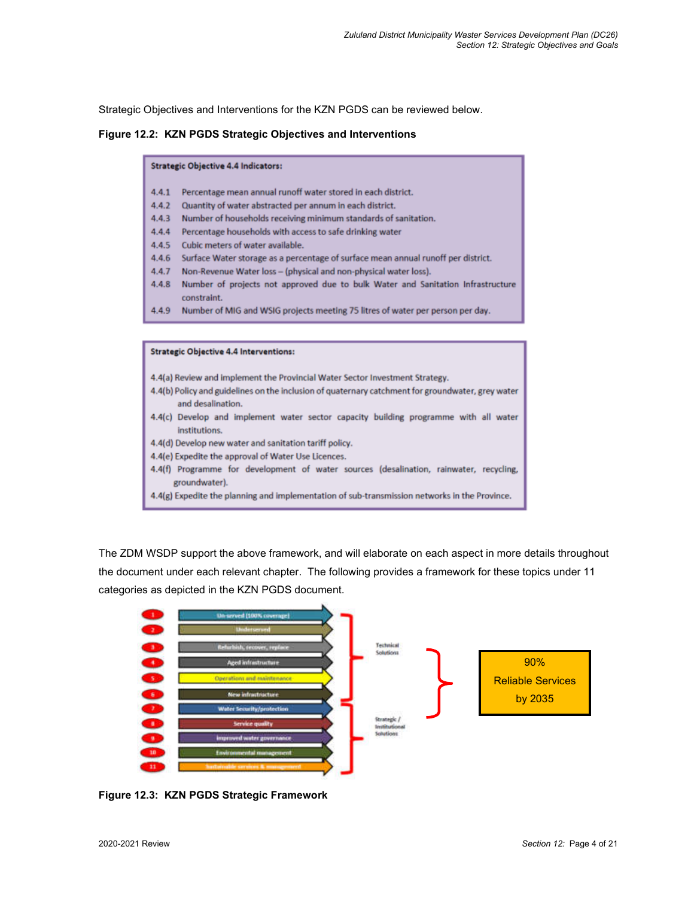Strategic Objectives and Interventions for the KZN PGDS can be reviewed below.

**Figure 12.2: KZN PGDS Strategic Objectives and Interventions**

**Strategic Objective 4.4 Indicators:**

- 4.4.1 Percentage mean annual runoff water stored in each district.
- 4.4.2 Quantity of water abstracted per annum in each district.
- 4.4.3 Number of households receiving minimum standards of sanitation.
- 4.4.4 Percentage households with access to safe drinking water
- 4.4.5 Cubic meters of water available.
- 4.4.6 Surface Water storage as a percentage of surface mean annual runoff per district.
- 4.4.7 Non-Revenue Water loss – (physical and non-physical water loss).
- 4.4.8 Number of projects not approved due to bulk Water and Sanitation Infrastructure constraint.
- 4.4.9 Number of MIG and WSIG projects meeting 75 litres of water per person per day.

**Strategic Objective 4.4 Interventions:**

- 4.4(a) Review and implement the Provincial Water Sector Investment Strategy.
- 4.4(b) Policy and guidelines on the inclusion of quaternary catchment for groundwater, grey water and desalination.
- 4.4(c) Develop and implement water sector capacity building programme with all water institutions.
- 4.4(d) Develop new water and sanitation tariff policy.
- 4.4(e) Expedite the approval of Water Use Licences.
- 4.4(f) Programme for development of water sources (desalination, rainwater, recycling, groundwater).
- 4.4(g) Expedite the planning and implementation of sub-transmission networks in the Province.

The ZDM WSDP support the above framework, and will elaborate on each aspect in more details throughout the document under each relevant chapter. The following provides a framework for these topics under 11 categories as depicted in the KZN PGDS document.

1. Un-served (100% coverage)
2. Underserved
3. Refurbish, recover, replace
4. Aged infrastructure
5. Operations and maintenance
6. New infrastructure
7. Water Security/protection
8. Service quality
9. Improved water governance
10. Environmental management
11. Sustainable services & management

Technical Solutions

Strategic / Institutional Solutions

90% Reliable Services by 2035

**Figure 12.3: KZN PGDS Strategic Framework**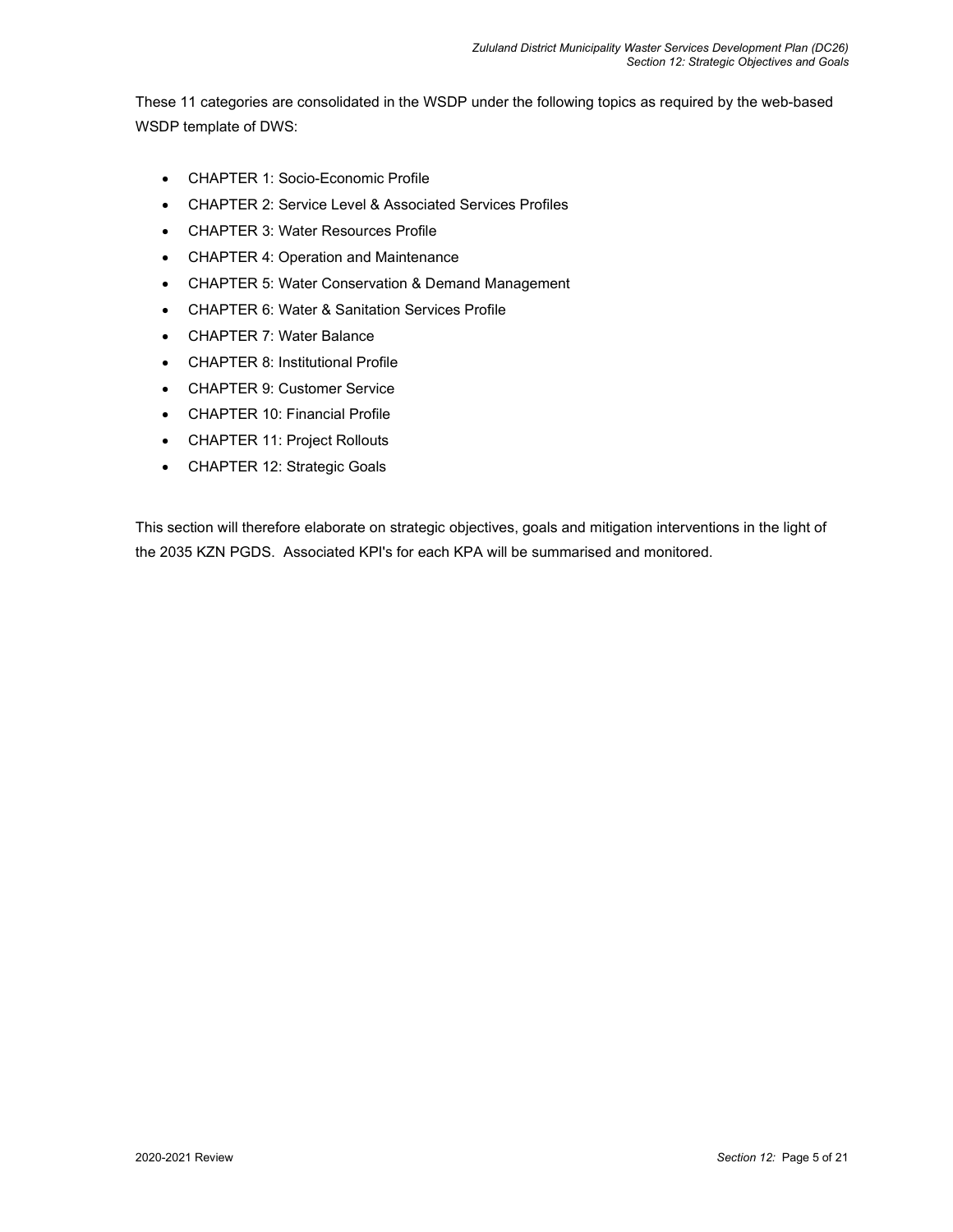These 11 categories are consolidated in the WSDP under the following topics as required by the web-based WSDP template of DWS:

- CHAPTER 1: Socio-Economic Profile
- CHAPTER 2: Service Level & Associated Services Profiles
- CHAPTER 3: Water Resources Profile
- CHAPTER 4: Operation and Maintenance
- CHAPTER 5: Water Conservation & Demand Management
- CHAPTER 6: Water & Sanitation Services Profile
- CHAPTER 7: Water Balance
- CHAPTER 8: Institutional Profile
- CHAPTER 9: Customer Service
- CHAPTER 10: Financial Profile
- CHAPTER 11: Project Rollouts
- CHAPTER 12: Strategic Goals

This section will therefore elaborate on strategic objectives, goals and mitigation interventions in the light of the 2035 KZN PGDS. Associated KPI's for each KPA will be summarised and monitored.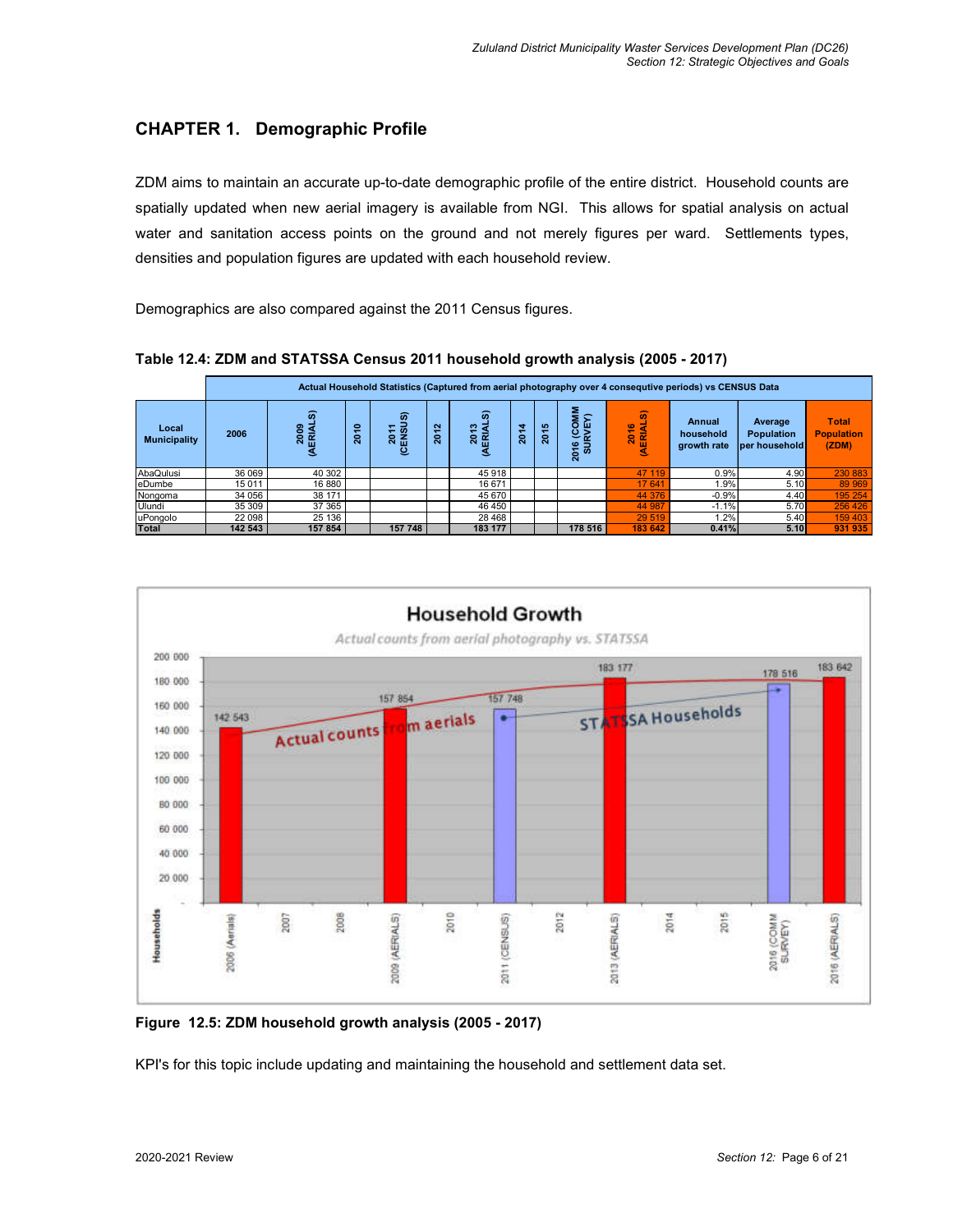# CHAPTER 1. Demographic Profile

ZDM aims to maintain an accurate up-to-date demographic profile of the entire district. Household counts are spatially updated when new aerial imagery is available from NGI. This allows for spatial analysis on actual water and sanitation access points on the ground and not merely figures per ward. Settlements types, densities and population figures are updated with each household review.

Demographics are also compared against the 2011 Census figures.

**Table 12.4: ZDM and STATSSA Census 2011 household growth analysis (2005 - 2017)**

| | Actual Household Statistics (Captured from aerial photography over 4 consequtive periods) vs CENSUS Data | | | | | | | | | | | | |
|---|---|---|---|---|---|---|---|---|---|---|---|---|---|
| **Local Municipality** | **2006** | **2009 (AERIALS)** | **2010** | **2011 (CENSUS)** | **2012** | **2013 (AERIALS)** | **2014** | **2015** | **2016 (COMM SURVEY)** | **2016 (AERIALS)** | **Annual household growth rate** | **Average Population per household** | **Total Population (ZDM)** |
| AbaQulusi | 36 069 | 40 302 | | | | 45 918 | | | | 47 119 | 0.9% | 4.90 | 230 883 |
| eDumbe | 15 011 | 16 880 | | | | 16 671 | | | | 17 641 | 1.9% | 5.10 | 89 969 |
| Nongoma | 34 056 | 38 171 | | | | 45 670 | | | | 44 376 | -0.9% | 4.40 | 195 254 |
| Ulundi | 35 309 | 37 365 | | | | 46 450 | | | | 44 987 | -1.1% | 5.70 | 256 426 |
| uPongolo | 22 098 | 25 136 | | | | 28 468 | | | | 29 519 | 1.2% | 5.40 | 159 403 |
| **Total** | **142 543** | **157 854** | | **157 748** | | **183 177** | | | **178 516** | **183 642** | **0.41%** | **5.10** | **931 935** |

**Figure 12.5: ZDM household growth analysis (2005 - 2017)**

KPI's for this topic include updating and maintaining the household and settlement data set.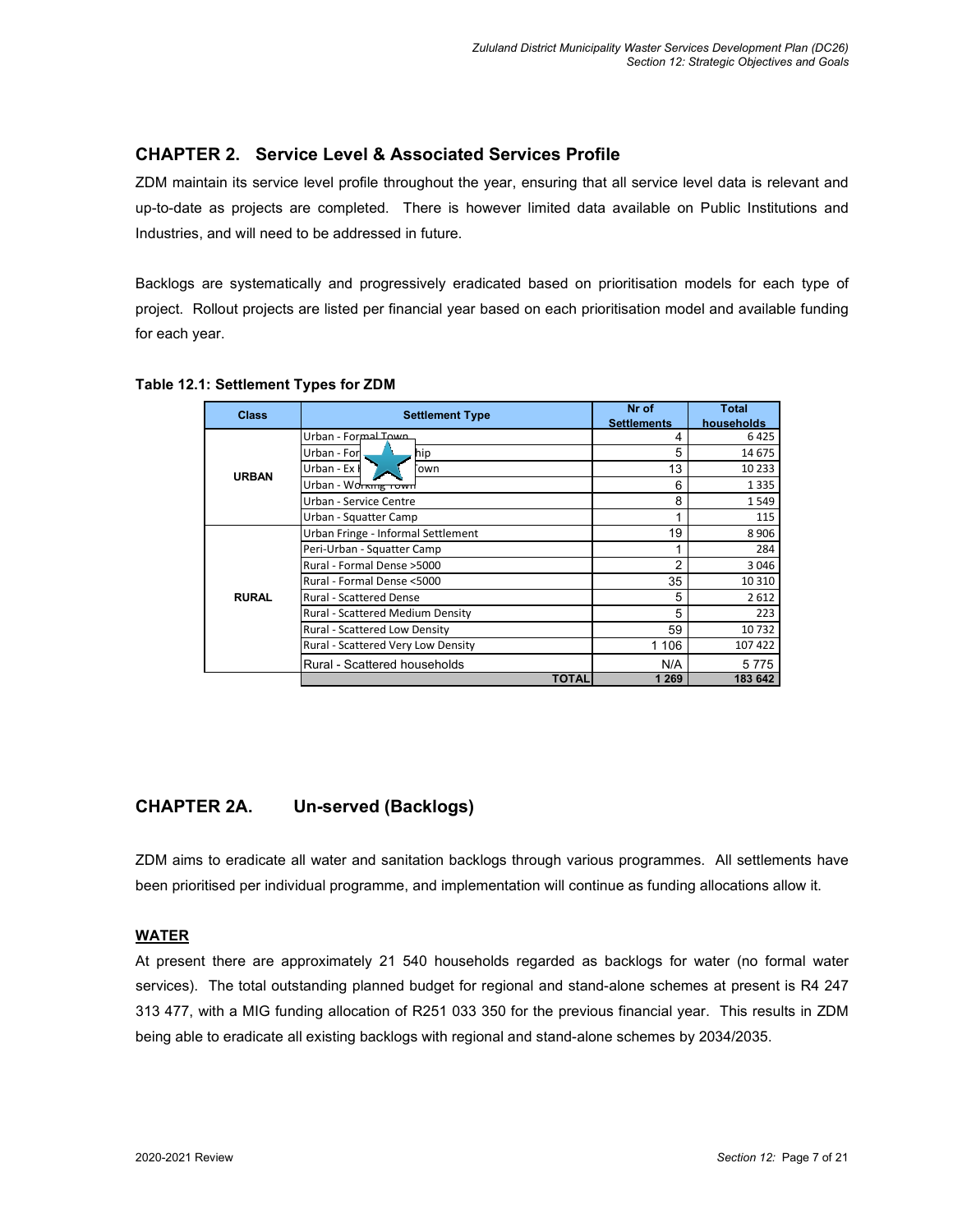## CHAPTER 2. Service Level & Associated Services Profile

ZDM maintain its service level profile throughout the year, ensuring that all service level data is relevant and up-to-date as projects are completed. There is however limited data available on Public Institutions and Industries, and will need to be addressed in future.

Backlogs are systematically and progressively eradicated based on prioritisation models for each type of project. Rollout projects are listed per financial year based on each prioritisation model and available funding for each year.

**Table 12.1: Settlement Types for ZDM**

| Class | Settlement Type | Nr of Settlements | Total households |
|---|---|---|---|
| URBAN | Urban - Formal Town | 4 | 6 425 |
| | Urban - Formal Township | 5 | 14 675 |
| | Urban - Ex Homeland Town | 13 | 10 233 |
| | Urban - Working Town | 6 | 1 335 |
| | Urban - Service Centre | 8 | 1 549 |
| | Urban - Squatter Camp | 1 | 115 |
| RURAL | Urban Fringe - Informal Settlement | 19 | 8 906 |
| | Peri-Urban - Squatter Camp | 1 | 284 |
| | Rural - Formal Dense >5000 | 2 | 3 046 |
| | Rural - Formal Dense <5000 | 35 | 10 310 |
| | Rural - Scattered Dense | 5 | 2 612 |
| | Rural - Scattered Medium Density | 5 | 223 |
| | Rural - Scattered Low Density | 59 | 10 732 |
| | Rural - Scattered Very Low Density | 1 106 | 107 422 |
| | Rural - Scattered households | N/A | 5 775 |
| | **TOTAL** | **1 269** | **183 642** |

## CHAPTER 2A. Un-served (Backlogs)

ZDM aims to eradicate all water and sanitation backlogs through various programmes. All settlements have been prioritised per individual programme, and implementation will continue as funding allocations allow it.

### WATER

At present there are approximately 21 540 households regarded as backlogs for water (no formal water services). The total outstanding planned budget for regional and stand-alone schemes at present is R4 247 313 477, with a MIG funding allocation of R251 033 350 for the previous financial year. This results in ZDM being able to eradicate all existing backlogs with regional and stand-alone schemes by 2034/2035.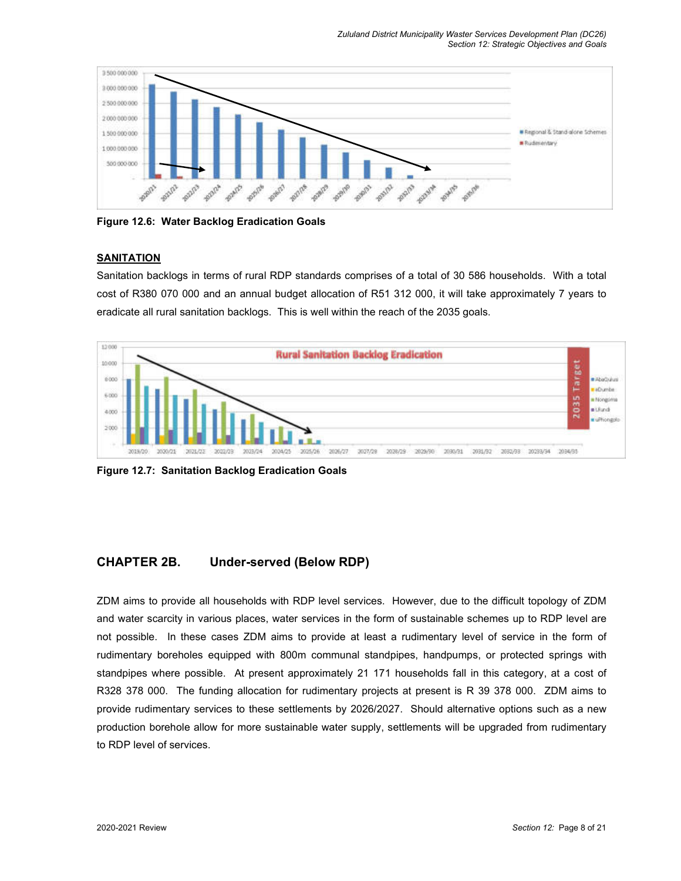Figure 12.6: Water Backlog Eradication Goals

**SANITATION**

Sanitation backlogs in terms of rural RDP standards comprises of a total of 30 586 households. With a total cost of R380 070 000 and an annual budget allocation of R51 312 000, it will take approximately 7 years to eradicate all rural sanitation backlogs. This is well within the reach of the 2035 goals.

Figure 12.7: Sanitation Backlog Eradication Goals

## CHAPTER 2B. Under-served (Below RDP)

ZDM aims to provide all households with RDP level services. However, due to the difficult topology of ZDM and water scarcity in various places, water services in the form of sustainable schemes up to RDP level are not possible. In these cases ZDM aims to provide at least a rudimentary level of service in the form of rudimentary boreholes equipped with 800m communal standpipes, handpumps, or protected springs with standpipes where possible. At present approximately 21 171 households fall in this category, at a cost of R328 378 000. The funding allocation for rudimentary projects at present is R 39 378 000. ZDM aims to provide rudimentary services to these settlements by 2026/2027. Should alternative options such as a new production borehole allow for more sustainable water supply, settlements will be upgraded from rudimentary to RDP level of services.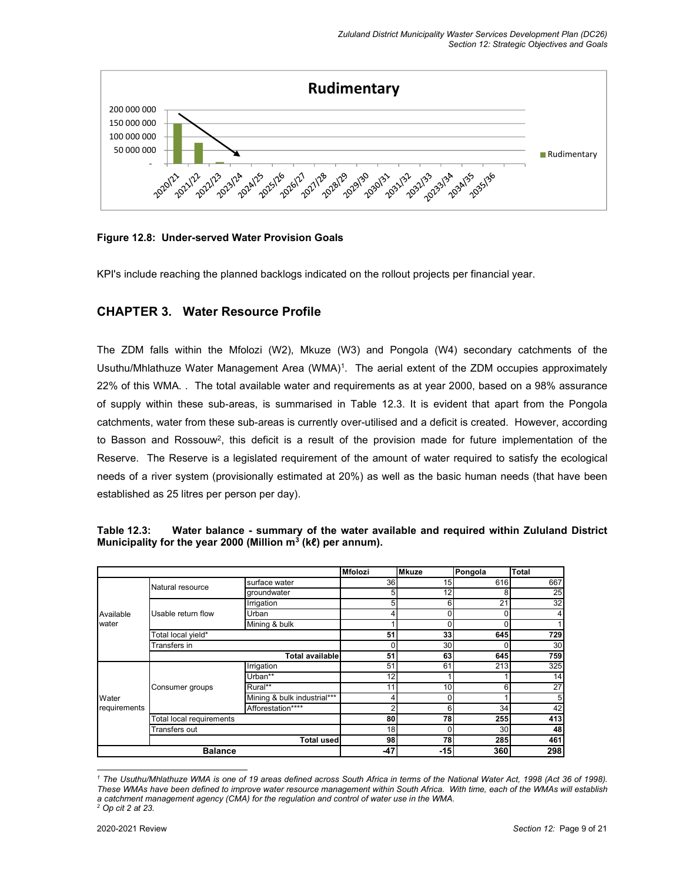Figure 12.8: Under-served Water Provision Goals

KPI's include reaching the planned backlogs indicated on the rollout projects per financial year.

## CHAPTER 3. Water Resource Profile

The ZDM falls within the Mfolozi (W2), Mkuze (W3) and Pongola (W4) secondary catchments of the Usuthu/Mhlathuze Water Management Area (WMA)[1]. The aerial extent of the ZDM occupies approximately 22% of this WMA. . The total available water and requirements as at year 2000, based on a 98% assurance of supply within these sub-areas, is summarised in Table 12.3. It is evident that apart from the Pongola catchments, water from these sub-areas is currently over-utilised and a deficit is created. However, according to Basson and Rossouw[2], this deficit is a result of the provision made for future implementation of the Reserve. The Reserve is a legislated requirement of the amount of water required to satisfy the ecological needs of a river system (provisionally estimated at 20%) as well as the basic human needs (that have been established as 25 litres per person per day).

**Table 12.3: Water balance - summary of the water available and required within Zululand District Municipality for the year 2000 (Million $m^3$ (kℓ) per annum).**

| | | | Mfolozi | Mkuze | Pongola | Total |
|---|---|---|---|---|---|---|
| Available water | Natural resource | surface water | 36 | 15 | 616 | 667 |
| | | groundwater | 5 | 12 | 8 | 25 |
| | Usable return flow | Irrigation | 5 | 6 | 21 | 32 |
| | | Urban | 4 | 0 | 0 | 4 |
| | | Mining & bulk | 1 | 0 | 0 | 1 |
| | Total local yield* | | **51** | **33** | **645** | **729** |
| | Transfers in | | 0 | 30 | 0 | 30 |
| | | **Total available** | **51** | **63** | **645** | **759** |
| Water requirements | Consumer groups | Irrigation | 51 | 61 | 213 | 325 |
| | | Urban** | 12 | 1 | 1 | 14 |
| | | Rural** | 11 | 10 | 6 | 27 |
| | | Mining & bulk industrial*** | 4 | 0 | 1 | 5 |
| | | Afforestation**** | 2 | 6 | 34 | 42 |
| | Total local requirements | | **80** | **78** | **255** | **413** |
| | Transfers out | | 18 | 0 | 30 | **48** |
| | | **Total used** | **98** | **78** | **285** | **461** |
| **Balance** | | | **-47** | **-15** | **360** | **298** |

*[1] The Usuthu/Mhlathuze WMA is one of 19 areas defined across South Africa in terms of the National Water Act, 1998 (Act 36 of 1998). These WMAs have been defined to improve water resource management within South Africa. With time, each of the WMAs will establish a catchment management agency (CMA) for the regulation and control of water use in the WMA.*

*[2] Op cit 2 at 23.*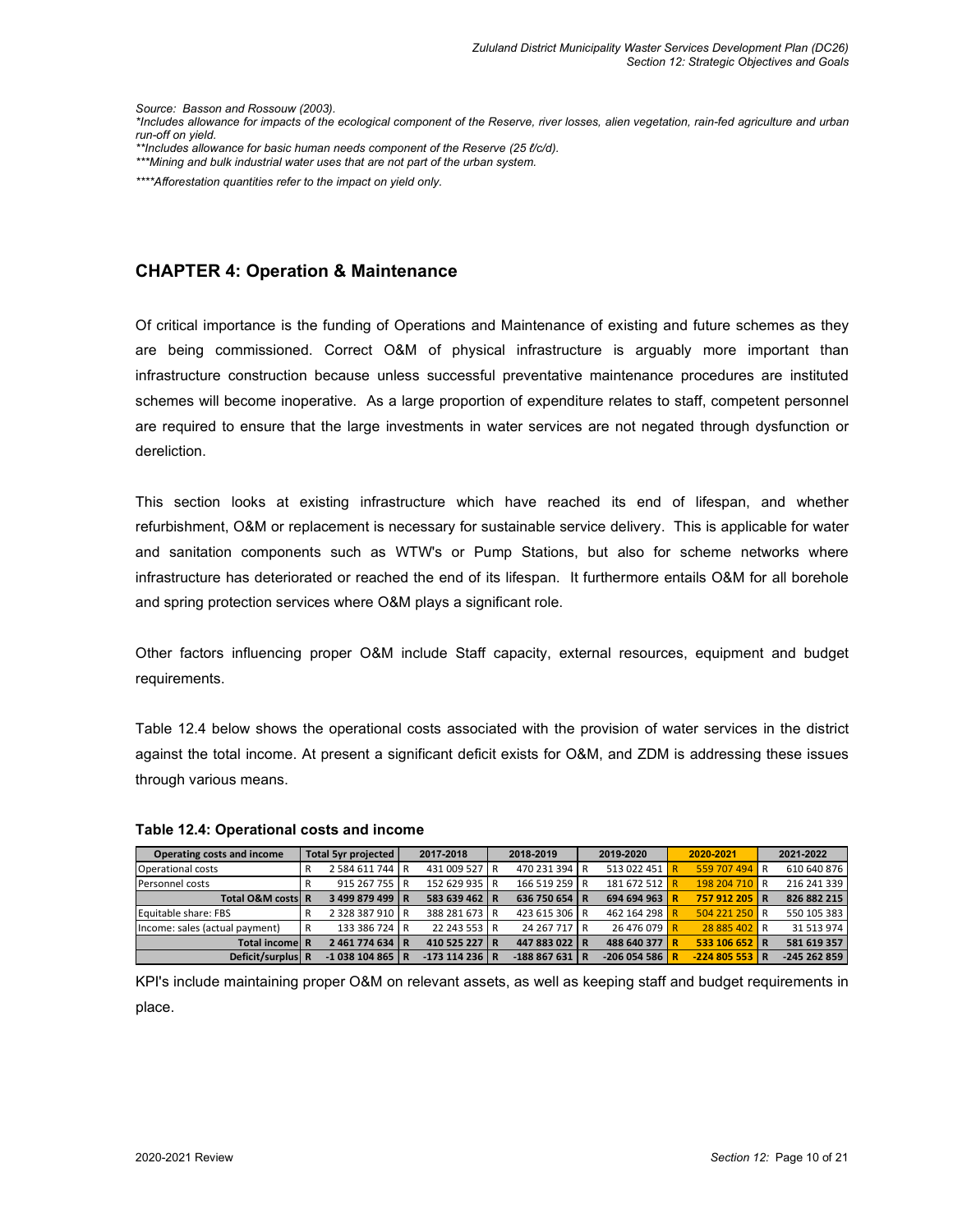*Source: Basson and Rossouw (2003).*
*\*Includes allowance for impacts of the ecological component of the Reserve, river losses, alien vegetation, rain-fed agriculture and urban run-off on yield.*
*\*\*Includes allowance for basic human needs component of the Reserve (25 ℓ/c/d).*
*\*\*\*Mining and bulk industrial water uses that are not part of the urban system.*
*\*\*\*\*Afforestation quantities refer to the impact on yield only.*

## CHAPTER 4: Operation & Maintenance

Of critical importance is the funding of Operations and Maintenance of existing and future schemes as they are being commissioned. Correct O&M of physical infrastructure is arguably more important than infrastructure construction because unless successful preventative maintenance procedures are instituted schemes will become inoperative. As a large proportion of expenditure relates to staff, competent personnel are required to ensure that the large investments in water services are not negated through dysfunction or dereliction.

This section looks at existing infrastructure which have reached its end of lifespan, and whether refurbishment, O&M or replacement is necessary for sustainable service delivery. This is applicable for water and sanitation components such as WTW's or Pump Stations, but also for scheme networks where infrastructure has deteriorated or reached the end of its lifespan. It furthermore entails O&M for all borehole and spring protection services where O&M plays a significant role.

Other factors influencing proper O&M include Staff capacity, external resources, equipment and budget requirements.

Table 12.4 below shows the operational costs associated with the provision of water services in the district against the total income. At present a significant deficit exists for O&M, and ZDM is addressing these issues through various means.

**Table 12.4: Operational costs and income**

| Operating costs and income | Total 5yr projected | | 2017-2018 | | 2018-2019 | | 2019-2020 | | 2020-2021 | | 2021-2022 |
|---|---|---|---|---|---|---|---|---|---|---|---|
| Operational costs | R | 2 584 611 744 | R | 431 009 527 | R | 470 231 394 | R | 513 022 451 | R | 559 707 494 | R | 610 640 876 |
| Personnel costs | R | 915 267 755 | R | 152 629 935 | R | 166 519 259 | R | 181 672 512 | R | 198 204 710 | R | 216 241 339 |
| **Total O&M costs** | **R** | **3 499 879 499** | **R** | **583 639 462** | **R** | **636 750 654** | **R** | **694 694 963** | **R** | **757 912 205** | **R** | **826 882 215** |
| Equitable share: FBS | R | 2 328 387 910 | R | 388 281 673 | R | 423 615 306 | R | 462 164 298 | R | 504 221 250 | R | 550 105 383 |
| Income: sales (actual payment) | R | 133 386 724 | R | 22 243 553 | R | 24 267 717 | R | 26 476 079 | R | 28 885 402 | R | 31 513 974 |
| **Total income** | **R** | **2 461 774 634** | **R** | **410 525 227** | **R** | **447 883 022** | **R** | **488 640 377** | **R** | **533 106 652** | **R** | **581 619 357** |
| **Deficit/surplus** | **R** | **-1 038 104 865** | **R** | **-173 114 236** | **R** | **-188 867 631** | **R** | **-206 054 586** | **R** | **-224 805 553** | **R** | **-245 262 859** |

KPI's include maintaining proper O&M on relevant assets, as well as keeping staff and budget requirements in place.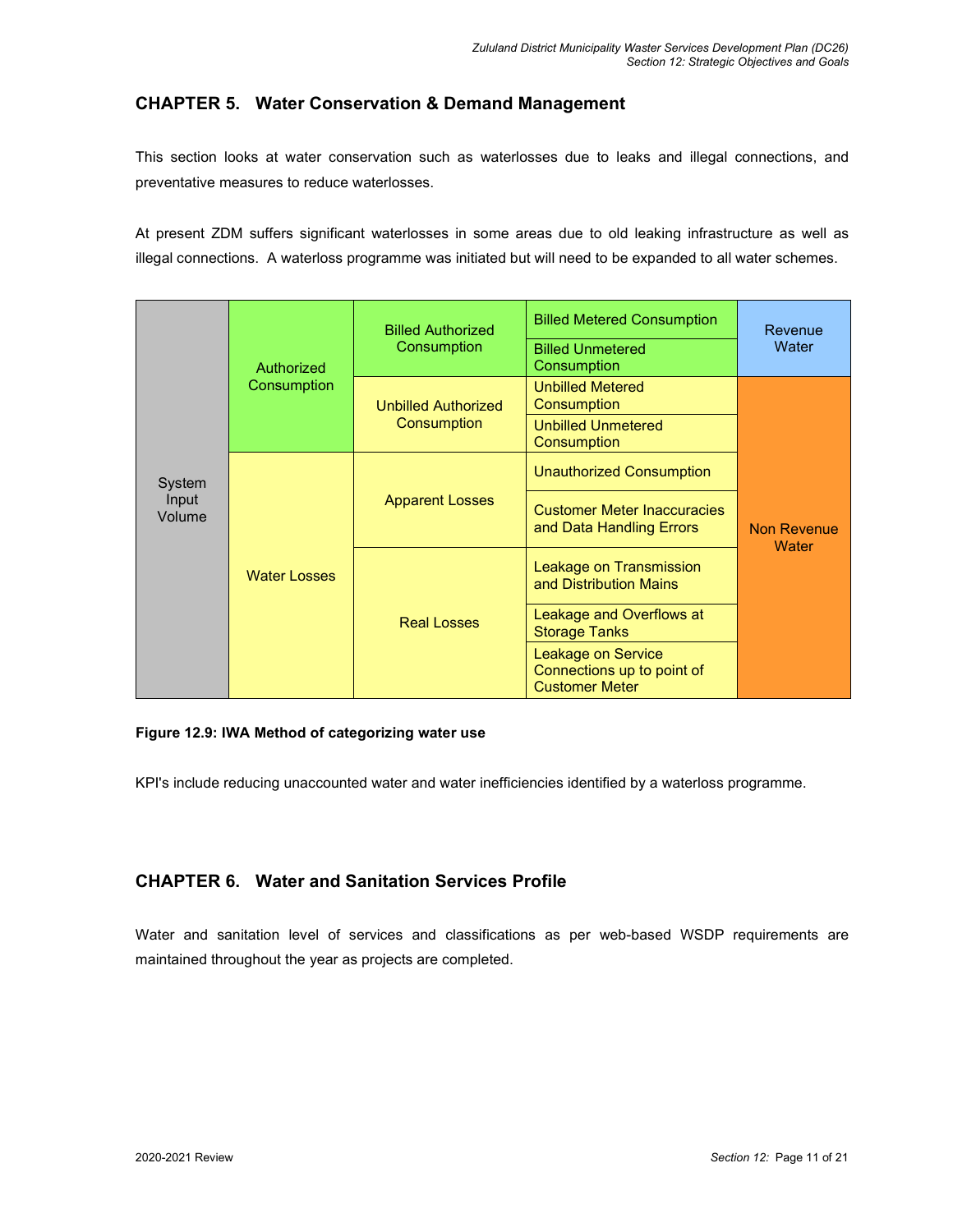## CHAPTER 5. Water Conservation & Demand Management

This section looks at water conservation such as waterlosses due to leaks and illegal connections, and preventative measures to reduce waterlosses.

At present ZDM suffers significant waterlosses in some areas due to old leaking infrastructure as well as illegal connections. A waterloss programme was initiated but will need to be expanded to all water schemes.

| | | | | |
|---|---|---|---|---|
| System Input Volume | Authorized Consumption | Billed Authorized Consumption | Billed Metered Consumption | Revenue Water |
| | | | Billed Unmetered Consumption | |
| | | Unbilled Authorized Consumption | Unbilled Metered Consumption | Non Revenue Water |
| | | | Unbilled Unmetered Consumption | |
| | Water Losses | Apparent Losses | Unauthorized Consumption | |
| | | | Customer Meter Inaccuracies and Data Handling Errors | |
| | | Real Losses | Leakage on Transmission and Distribution Mains | |
| | | | Leakage and Overflows at Storage Tanks | |
| | | | Leakage on Service Connections up to point of Customer Meter | |

**Figure 12.9: IWA Method of categorizing water use**

KPI's include reducing unaccounted water and water inefficiencies identified by a waterloss programme.

## CHAPTER 6. Water and Sanitation Services Profile

Water and sanitation level of services and classifications as per web-based WSDP requirements are maintained throughout the year as projects are completed.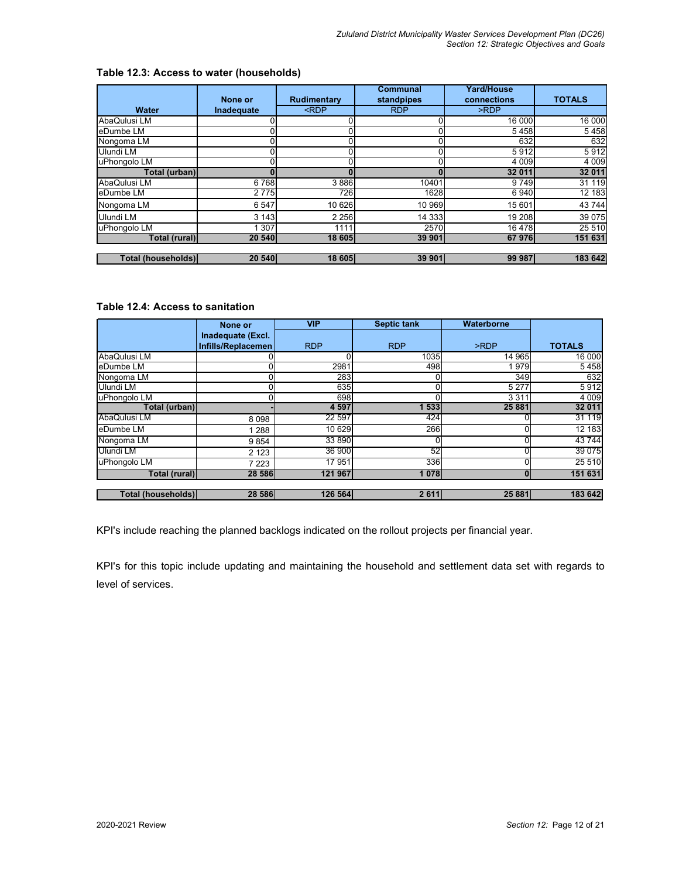**Table 12.3: Access to water (households)**

| Water | None or Inadequate | Rudimentary <RDP | Communal standpipes RDP | Yard/House connections >RDP | TOTALS |
|---|---|---|---|---|---|
| AbaQulusi LM | 0 | 0 | 0 | 16 000 | 16 000 |
| eDumbe LM | 0 | 0 | 0 | 5 458 | 5 458 |
| Nongoma LM | 0 | 0 | 0 | 632 | 632 |
| Ulundi LM | 0 | 0 | 0 | 5 912 | 5 912 |
| uPhongolo LM | 0 | 0 | 0 | 4 009 | 4 009 |
| **Total (urban)** | **0** | **0** | **0** | **32 011** | **32 011** |
| AbaQulusi LM | 6 768 | 3 886 | 10401 | 9 749 | 31 119 |
| eDumbe LM | 2 775 | 726 | 1628 | 6 940 | 12 183 |
| Nongoma LM | 6 547 | 10 626 | 10 969 | 15 601 | 43 744 |
| Ulundi LM | 3 143 | 2 256 | 14 333 | 19 208 | 39 075 |
| uPhongolo LM | 1 307 | 1111 | 2570 | 16 478 | 25 510 |
| **Total (rural)** | **20 540** | **18 605** | **39 901** | **67 976** | **151 631** |
| **Total (households)** | **20 540** | **18 605** | **39 901** | **99 987** | **183 642** |

**Table 12.4: Access to sanitation**

| | None or Inadequate (Excl. Infills/Replacemen | VIP RDP | Septic tank RDP | Waterborne >RDP | TOTALS |
|---|---|---|---|---|---|
| AbaQulusi LM | 0 | 0 | 1035 | 14 965 | 16 000 |
| eDumbe LM | 0 | 2981 | 498 | 1 979 | 5 458 |
| Nongoma LM | 0 | 283 | 0 | 349 | 632 |
| Ulundi LM | 0 | 635 | 0 | 5 277 | 5 912 |
| uPhongolo LM | 0 | 698 | 0 | 3 311 | 4 009 |
| **Total (urban)** | **-** | **4 597** | **1 533** | **25 881** | **32 011** |
| AbaQulusi LM | 8 098 | 22 597 | 424 | 0 | 31 119 |
| eDumbe LM | 1 288 | 10 629 | 266 | 0 | 12 183 |
| Nongoma LM | 9 854 | 33 890 | 0 | 0 | 43 744 |
| Ulundi LM | 2 123 | 36 900 | 52 | 0 | 39 075 |
| uPhongolo LM | 7 223 | 17 951 | 336 | 0 | 25 510 |
| **Total (rural)** | **28 586** | **121 967** | **1 078** | **0** | **151 631** |
| **Total (households)** | **28 586** | **126 564** | **2 611** | **25 881** | **183 642** |

KPI's include reaching the planned backlogs indicated on the rollout projects per financial year.

KPI's for this topic include updating and maintaining the household and settlement data set with regards to level of services.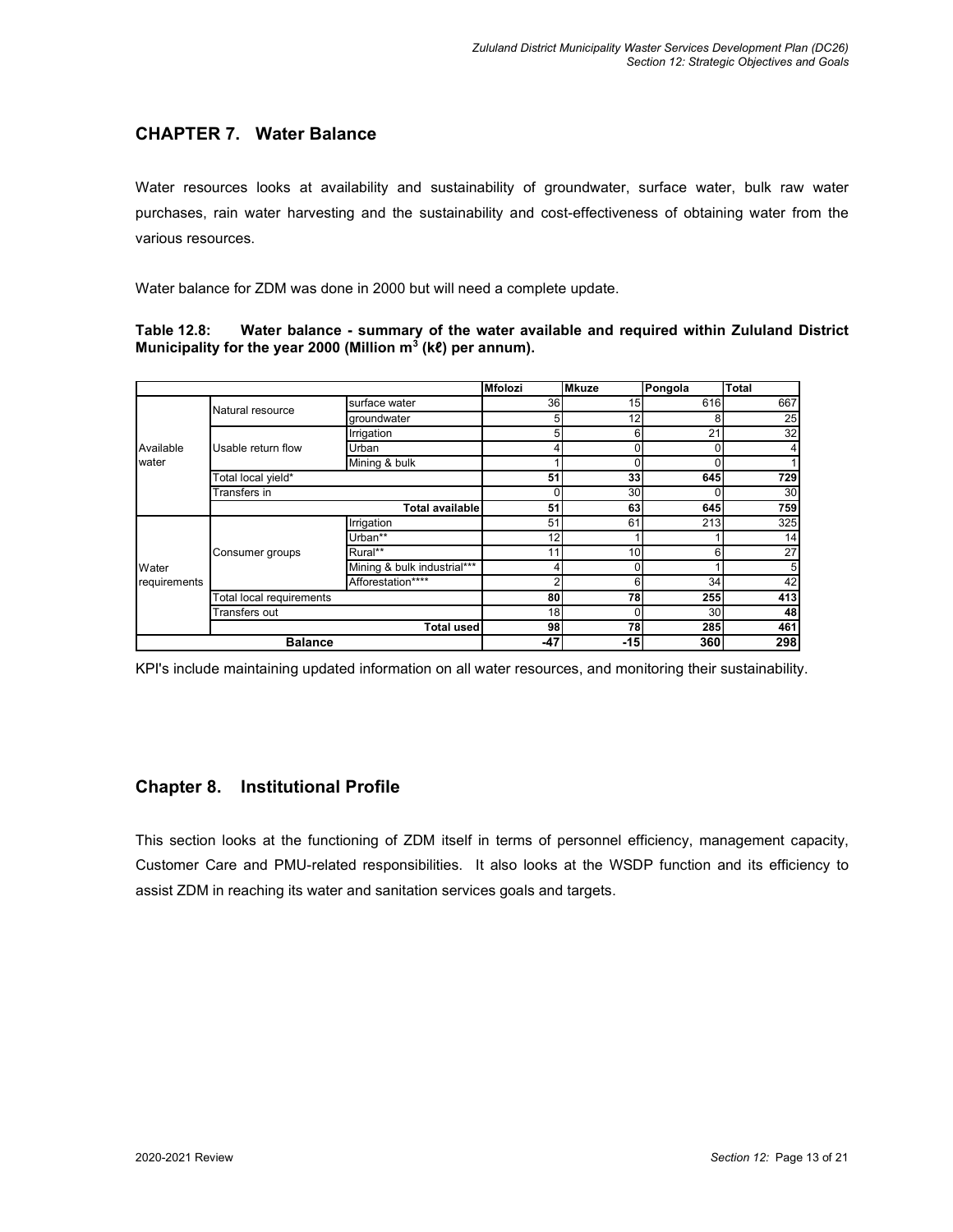## CHAPTER 7. Water Balance

Water resources looks at availability and sustainability of groundwater, surface water, bulk raw water purchases, rain water harvesting and the sustainability and cost-effectiveness of obtaining water from the various resources.

Water balance for ZDM was done in 2000 but will need a complete update.

**Table 12.8: Water balance - summary of the water available and required within Zululand District Municipality for the year 2000 (Million $m^3$ (kℓ) per annum).**

| | | | Mfolozi | Mkuze | Pongola | Total |
|---|---|---|---|---|---|---|
| Available water | Natural resource | surface water | 36 | 15 | 616 | 667 |
| | | groundwater | 5 | 12 | 8 | 25 |
| | Usable return flow | Irrigation | 5 | 6 | 21 | 32 |
| | | Urban | 4 | 0 | 0 | 4 |
| | | Mining & bulk | 1 | 0 | 0 | 1 |
| | Total local yield* | | **51** | **33** | **645** | **729** |
| | Transfers in | | 0 | 30 | 0 | 30 |
| | | **Total available** | **51** | **63** | **645** | **759** |
| Water requirements | Consumer groups | Irrigation | 51 | 61 | 213 | 325 |
| | | Urban** | 12 | 1 | 1 | 14 |
| | | Rural** | 11 | 10 | 6 | 27 |
| | | Mining & bulk industrial*** | 4 | 0 | 1 | 5 |
| | | Afforestation**** | 2 | 6 | 34 | 42 |
| | Total local requirements | | **80** | **78** | **255** | **413** |
| | Transfers out | | 18 | 0 | 30 | 48 |
| | | **Total used** | **98** | **78** | **285** | **461** |
| **Balance** | | | **-47** | **-15** | **360** | **298** |

KPI's include maintaining updated information on all water resources, and monitoring their sustainability.

## Chapter 8. Institutional Profile

This section looks at the functioning of ZDM itself in terms of personnel efficiency, management capacity, Customer Care and PMU-related responsibilities. It also looks at the WSDP function and its efficiency to assist ZDM in reaching its water and sanitation services goals and targets.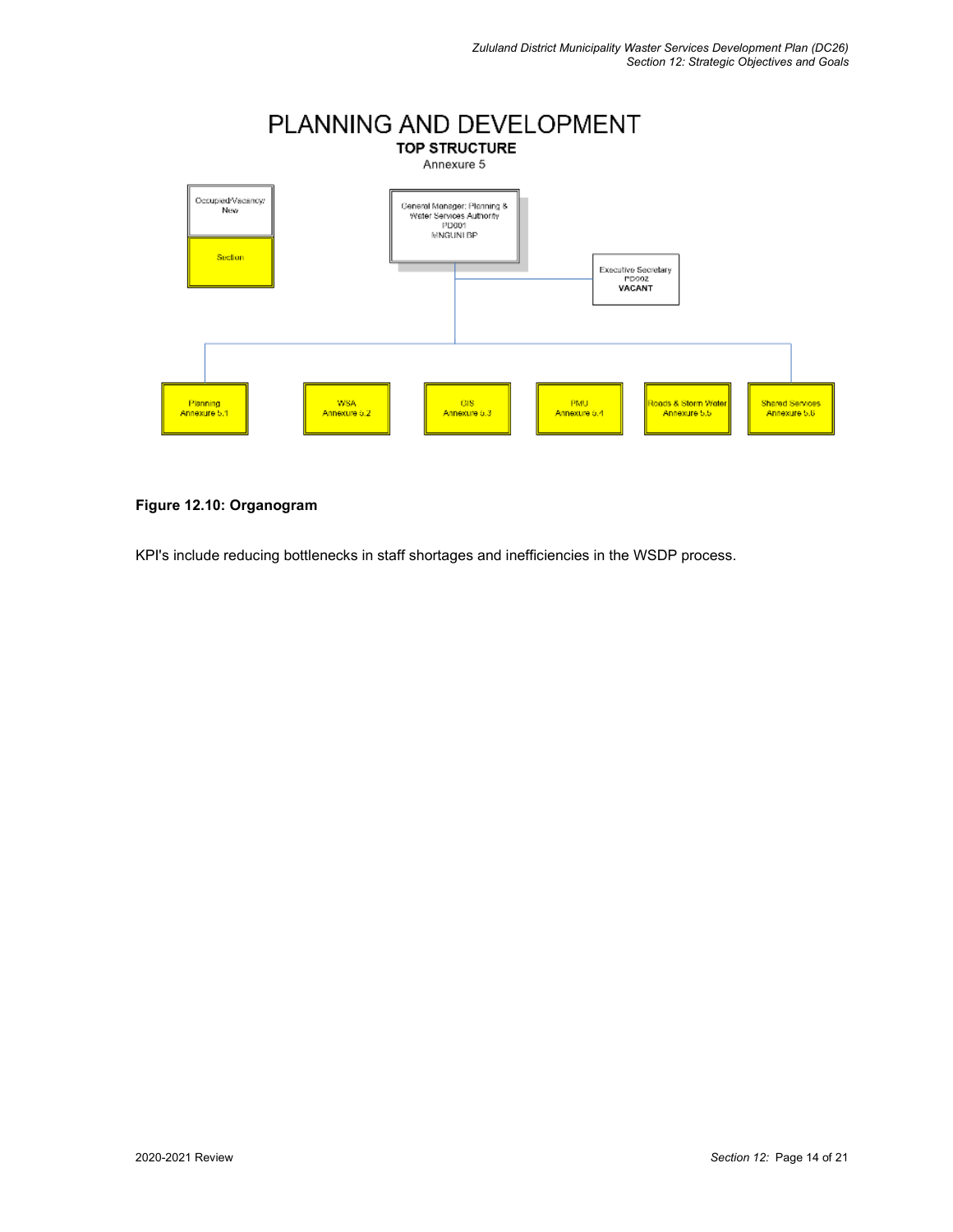# PLANNING AND DEVELOPMENT

**TOP STRUCTURE**

Annexure 5

Occupied/Vacancy/New

Section

General Manager: Planning & Water Services Authority
PD001
MNGUNI BP

Executive Secretary
PD002
**VACANT**

Planning
Annexure 5.1

WSA
Annexure 5.2

GIS
Annexure 5.3

PMU
Annexure 5.4

Roads & Storm Water
Annexure 5.5

Shared Services
Annexure 5.6

**Figure 12.10: Organogram**

KPI's include reducing bottlenecks in staff shortages and inefficiencies in the WSDP process.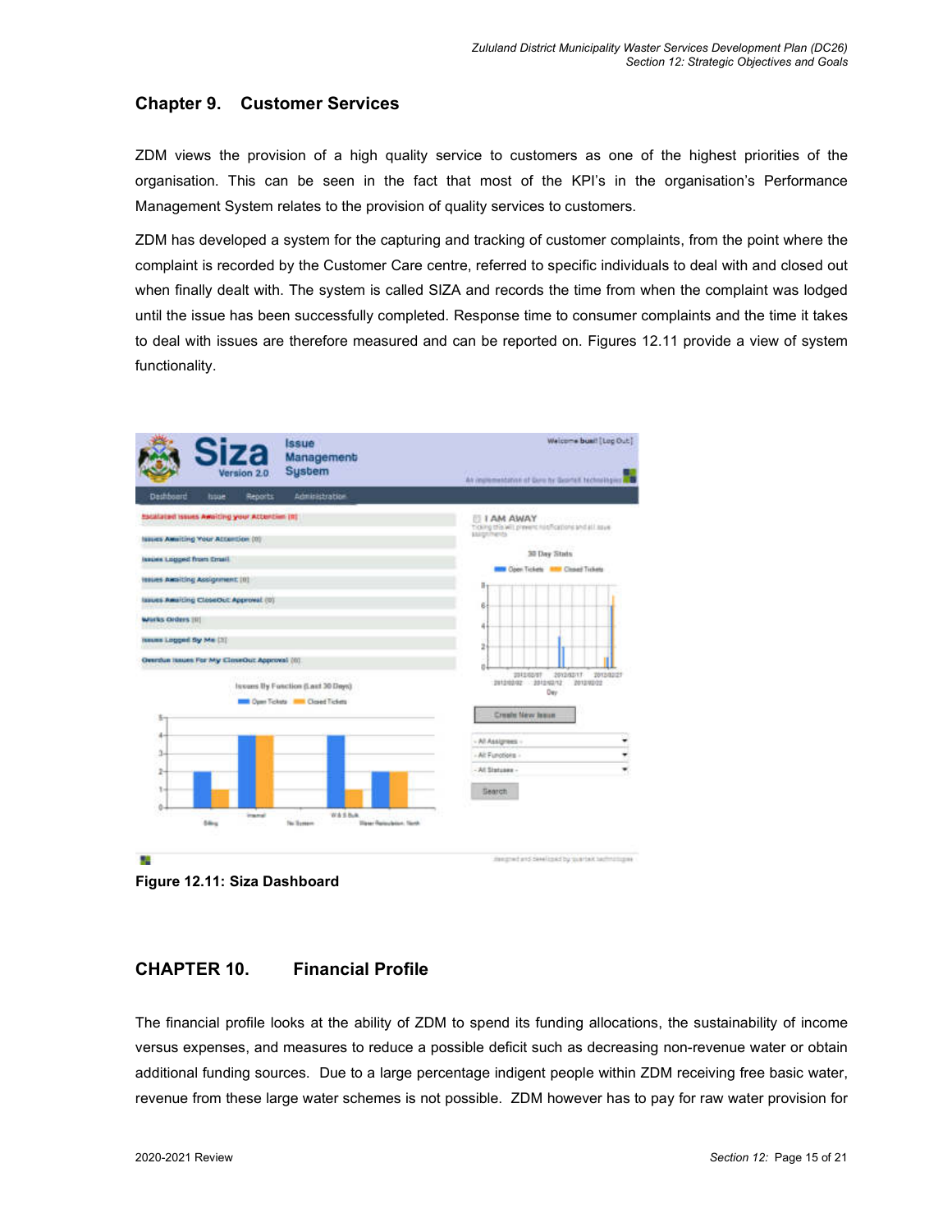## Chapter 9. Customer Services

ZDM views the provision of a high quality service to customers as one of the highest priorities of the organisation. This can be seen in the fact that most of the KPI's in the organisation's Performance Management System relates to the provision of quality services to customers.

ZDM has developed a system for the capturing and tracking of customer complaints, from the point where the complaint is recorded by the Customer Care centre, referred to specific individuals to deal with and closed out when finally dealt with. The system is called SIZA and records the time from when the complaint was lodged until the issue has been successfully completed. Response time to consumer complaints and the time it takes to deal with issues are therefore measured and can be reported on. Figures 12.11 provide a view of system functionality.

**Figure 12.11: Siza Dashboard**

## CHAPTER 10. Financial Profile

The financial profile looks at the ability of ZDM to spend its funding allocations, the sustainability of income versus expenses, and measures to reduce a possible deficit such as decreasing non-revenue water or obtain additional funding sources. Due to a large percentage indigent people within ZDM receiving free basic water, revenue from these large water schemes is not possible. ZDM however has to pay for raw water provision for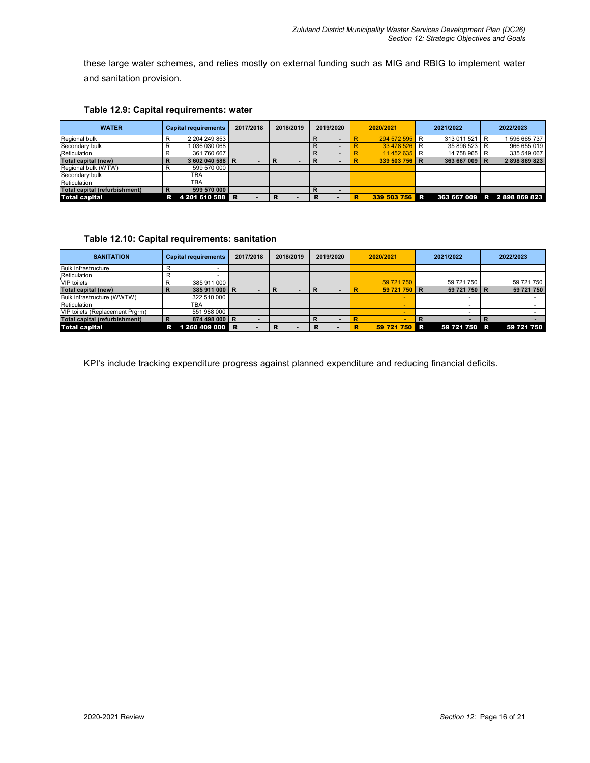these large water schemes, and relies mostly on external funding such as MIG and RBIG to implement water and sanitation provision.

**Table 12.9: Capital requirements: water**

| WATER | Capital requirements | 2017/2018 | 2018/2019 | 2019/2020 | 2020/2021 | 2021/2022 | 2022/2023 |
|---|---|---|---|---|---|---|---|
| Regional bulk | R 2 204 249 853 | | | R - | R 294 572 595 | R 313 011 521 | R 1 596 665 737 |
| Secondary bulk | R 1 036 030 068 | | | R - | R 33 478 526 | R 35 896 523 | R 966 655 019 |
| Reticulation | R 361 760 667 | | | R - | R 11 452 635 | R 14 758 965 | R 335 549 067 |
| **Total capital (new)** | **R 3 602 040 588** | **R -** | **R -** | **R -** | **R 339 503 756** | **R 363 667 009** | **R 2 898 869 823** |
| Regional bulk (WTW) | R 599 570 000 | | | | | | |
| Secondary bulk | TBA | | | | | | |
| Reticulation | TBA | | | | | | |
| **Total capital (refurbishment)** | **R 599 570 000** | | | **R -** | | | |
| **Total capital** | **R 4 201 610 588** | **R -** | **R -** | **R -** | **R 339 503 756** | **R 363 667 009** | **R 2 898 869 823** |

**Table 12.10: Capital requirements: sanitation**

| SANITATION | Capital requirements | 2017/2018 | 2018/2019 | 2019/2020 | 2020/2021 | 2021/2022 | 2022/2023 |
|---|---|---|---|---|---|---|---|
| Bulk infrastructure | R - | | | | | | |
| Reticulation | R - | | | | | | |
| VIP toilets | R 385 911 000 | | | | 59 721 750 | 59 721 750 | 59 721 750 |
| **Total capital (new)** | **R 385 911 000** | **R -** | **R -** | **R -** | **R 59 721 750** | **R 59 721 750** | **R 59 721 750** |
| Bulk infrastructure (WWTW) | 322 510 000 | | | | - | - | - |
| Reticulation | TBA | | | | - | - | - |
| VIP toilets (Replacement Prgrm) | 551 988 000 | | | | - | - | - |
| **Total capital (refurbishment)** | **R 874 498 000** | **R -** | | **R -** | **R -** | **R -** | **R -** |
| **Total capital** | **R 1 260 409 000** | **R -** | **R -** | **R -** | **R 59 721 750** | **R 59 721 750** | **R 59 721 750** |

KPI's include tracking expenditure progress against planned expenditure and reducing financial deficits.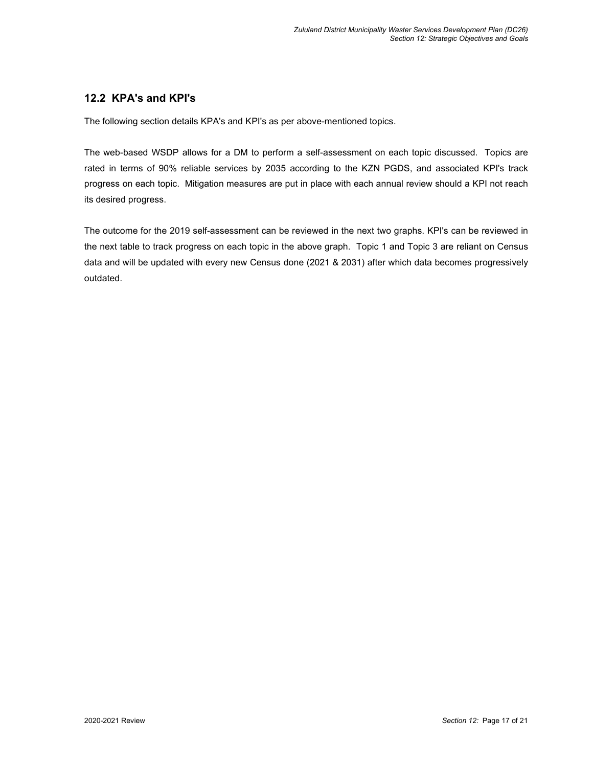## 12.2 KPA's and KPI's

The following section details KPA's and KPI's as per above-mentioned topics.

The web-based WSDP allows for a DM to perform a self-assessment on each topic discussed. Topics are rated in terms of 90% reliable services by 2035 according to the KZN PGDS, and associated KPI's track progress on each topic. Mitigation measures are put in place with each annual review should a KPI not reach its desired progress.

The outcome for the 2019 self-assessment can be reviewed in the next two graphs. KPI's can be reviewed in the next table to track progress on each topic in the above graph. Topic 1 and Topic 3 are reliant on Census data and will be updated with every new Census done (2021 & 2031) after which data becomes progressively outdated.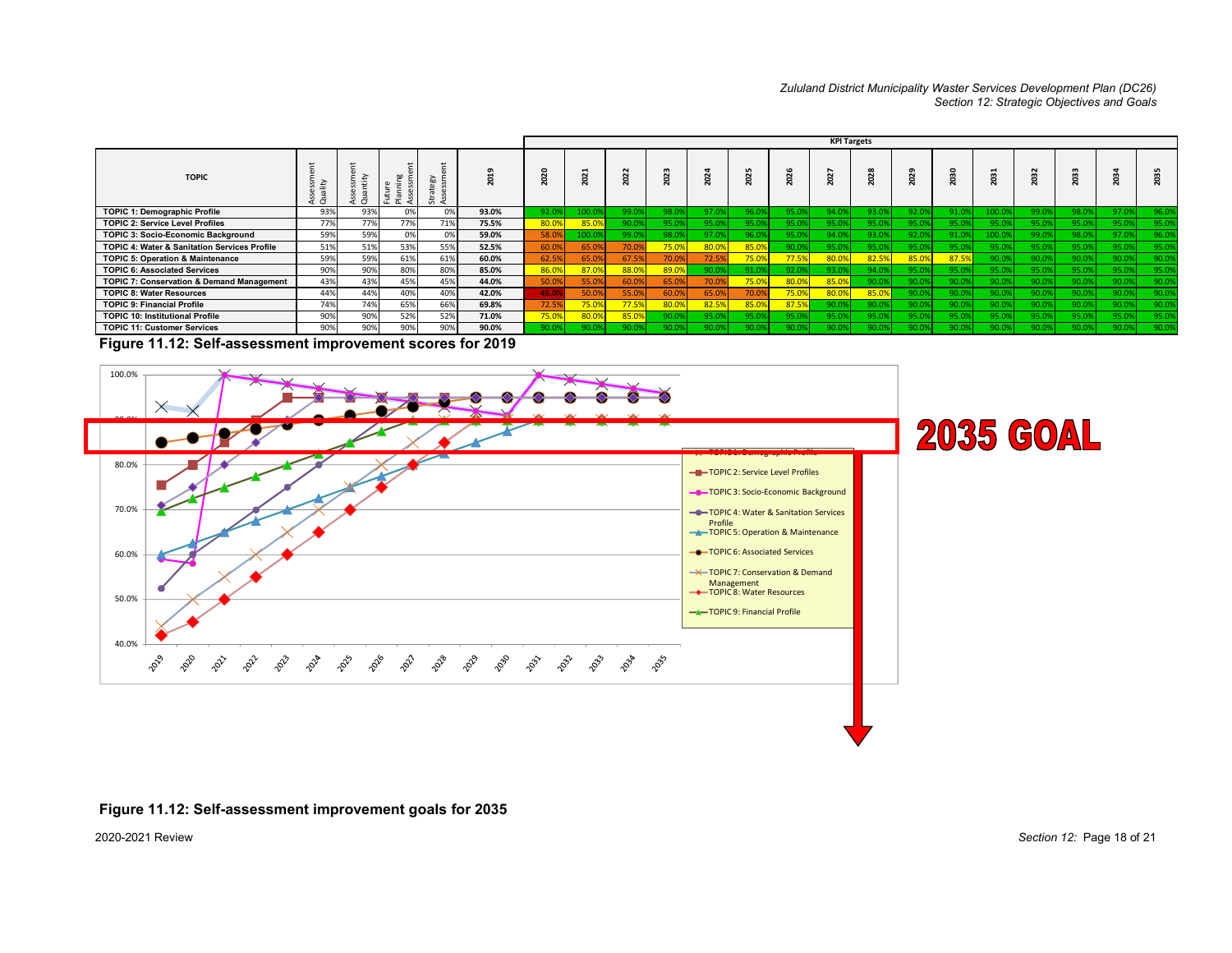| TOPIC | Assessment Quality | Assessment Quantity | Future Planning Assessment | Strategy Assessment | 2019 | KPI Targets | | | | | | | | | | | | | | | |
|---|---|---|---|---|---|---|---|---|---|---|---|---|---|---|---|---|---|---|---|---|---|
| | | | | | | 2020 | 2021 | 2022 | 2023 | 2024 | 2025 | 2026 | 2027 | 2028 | 2029 | 2030 | 2031 | 2032 | 2033 | 2034 | 2035 |
| TOPIC 1: Demographic Profile | 93% | 93% | 0% | 0% | 93.0% | 92.0% | 100.0% | 99.0% | 98.0% | 97.0% | 96.0% | 95.0% | 94.0% | 93.0% | 92.0% | 91.0% | 100.0% | 99.0% | 98.0% | 97.0% | 96.0% |
| TOPIC 2: Service Level Profiles | 77% | 77% | 77% | 71% | 75.5% | 80.0% | 85.0% | 90.0% | 95.0% | 95.0% | 95.0% | 95.0% | 95.0% | 95.0% | 95.0% | 95.0% | 95.0% | 95.0% | 95.0% | 95.0% | 95.0% |
| TOPIC 3: Socio-Economic Background | 59% | 59% | 0% | 0% | 59.0% | 58.0% | 100.0% | 99.0% | 98.0% | 97.0% | 96.0% | 95.0% | 94.0% | 93.0% | 92.0% | 91.0% | 100.0% | 99.0% | 98.0% | 97.0% | 96.0% |
| TOPIC 4: Water & Sanitation Services Profile | 51% | 51% | 53% | 55% | 52.5% | 60.0% | 65.0% | 70.0% | 75.0% | 80.0% | 85.0% | 90.0% | 95.0% | 95.0% | 95.0% | 95.0% | 95.0% | 95.0% | 95.0% | 95.0% | 95.0% |
| TOPIC 5: Operation & Maintenance | 59% | 59% | 61% | 61% | 60.0% | 62.5% | 65.0% | 67.5% | 70.0% | 72.5% | 75.0% | 77.5% | 80.0% | 82.5% | 85.0% | 87.5% | 90.0% | 90.0% | 90.0% | 90.0% | 90.0% |
| TOPIC 6: Associated Services | 90% | 90% | 80% | 80% | 85.0% | 86.0% | 87.0% | 88.0% | 89.0% | 90.0% | 91.0% | 92.0% | 93.0% | 94.0% | 95.0% | 95.0% | 95.0% | 95.0% | 95.0% | 95.0% | 95.0% |
| TOPIC 7: Conservation & Demand Management | 43% | 43% | 45% | 45% | 44.0% | 50.0% | 55.0% | 60.0% | 65.0% | 70.0% | 75.0% | 80.0% | 85.0% | 90.0% | 90.0% | 90.0% | 90.0% | 90.0% | 90.0% | 90.0% | 90.0% |
| TOPIC 8: Water Resources | 44% | 44% | 40% | 40% | 42.0% | 45.0% | 50.0% | 55.0% | 60.0% | 65.0% | 70.0% | 75.0% | 80.0% | 85.0% | 90.0% | 90.0% | 90.0% | 90.0% | 90.0% | 90.0% | 90.0% |
| TOPIC 9: Financial Profile | 74% | 74% | 65% | 66% | 69.8% | 72.5% | 75.0% | 77.5% | 80.0% | 82.5% | 85.0% | 87.5% | 90.0% | 90.0% | 90.0% | 90.0% | 90.0% | 90.0% | 90.0% | 90.0% | 90.0% |
| TOPIC 10: Institutional Profile | 90% | 90% | 52% | 52% | 71.0% | 75.0% | 80.0% | 85.0% | 90.0% | 95.0% | 95.0% | 95.0% | 95.0% | 95.0% | 95.0% | 95.0% | 95.0% | 95.0% | 95.0% | 95.0% | 95.0% |
| TOPIC 11: Customer Services | 90% | 90% | 90% | 90% | 90.0% | 90.0% | 90.0% | 90.0% | 90.0% | 90.0% | 90.0% | 90.0% | 90.0% | 90.0% | 90.0% | 90.0% | 90.0% | 90.0% | 90.0% | 90.0% | 90.0% |

**Figure 11.12: Self-assessment improvement scores for 2019**

**2035 GOAL**

**Figure 11.12: Self-assessment improvement goals for 2035**

2020-2021 Review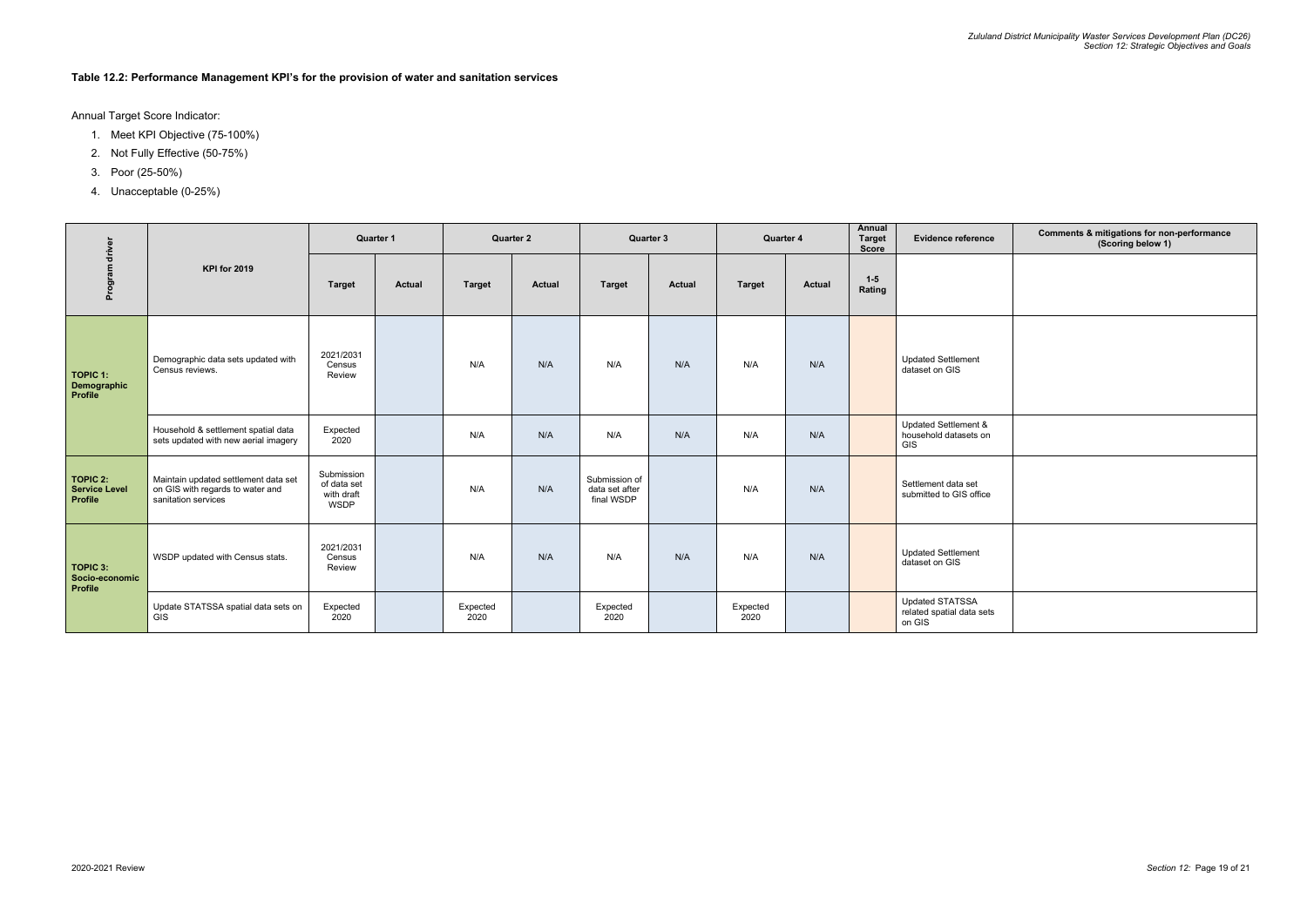**Table 12.2: Performance Management KPI's for the provision of water and sanitation services**

Annual Target Score Indicator:

1. Meet KPI Objective (75-100%)
2. Not Fully Effective (50-75%)
3. Poor (25-50%)
4. Unacceptable (0-25%)

| Program driver | KPI for 2019 | Quarter 1 | | Quarter 2 | | Quarter 3 | | Quarter 4 | | Annual Target Score | Evidence reference | Comments & mitigations for non-performance (Scoring below 1) |
|---|---|---|---|---|---|---|---|---|---|---|---|---|
| | | Target | Actual | Target | Actual | Target | Actual | Target | Actual | 1-5 Rating | | |
| **TOPIC 1: Demographic Profile** | Demographic data sets updated with Census reviews. | 2021/2031 Census Review | | N/A | N/A | N/A | N/A | N/A | N/A | | Updated Settlement dataset on GIS | |
| | Household & settlement spatial data sets updated with new aerial imagery | Expected 2020 | | N/A | N/A | N/A | N/A | N/A | N/A | | Updated Settlement & household datasets on GIS | |
| **TOPIC 2: Service Level Profile** | Maintain updated settlement data set on GIS with regards to water and sanitation services | Submission of data set with draft WSDP | | N/A | N/A | Submission of data set after final WSDP | | N/A | N/A | | Settlement data set submitted to GIS office | |
| **TOPIC 3: Socio-economic Profile** | WSDP updated with Census stats. | 2021/2031 Census Review | | N/A | N/A | N/A | N/A | N/A | N/A | | Updated Settlement dataset on GIS | |
| | Update STATSSA spatial data sets on GIS | Expected 2020 | | Expected 2020 | | Expected 2020 | | Expected 2020 | | | Updated STATSSA related spatial data sets on GIS | |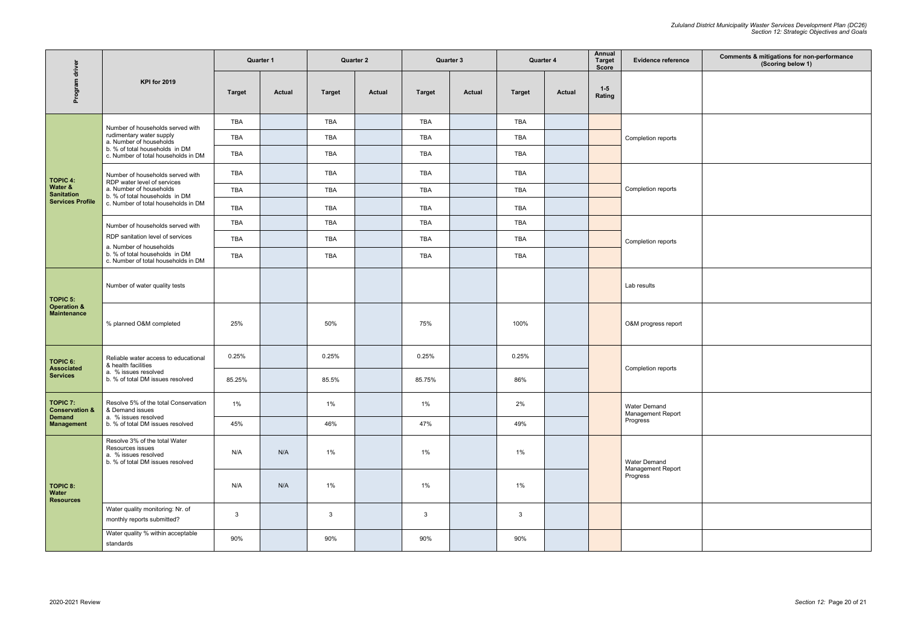| Program driver | KPI for 2019 | Quarter 1 | | Quarter 2 | | Quarter 3 | | Quarter 4 | | Annual Target Score | Evidence reference | Comments & mitigations for non-performance (Scoring below 1) |
|---|---|---|---|---|---|---|---|---|---|---|---|---|
| | | Target | Actual | Target | Actual | Target | Actual | Target | Actual | 1-5 Rating | | |
| TOPIC 4: Water & Sanitation Services Profile | Number of households served with rudimentary water supply<br>a. Number of households<br>b. % of total households in DM<br>c. Number of total households in DM | TBA | | TBA | | TBA | | TBA | | | Completion reports | |
| | | TBA | | TBA | | TBA | | TBA | | | | |
| | | TBA | | TBA | | TBA | | TBA | | | | |
| | Number of households served with RDP water level of services<br>a. Number of households<br>b. % of total households in DM<br>c. Number of total households in DM | TBA | | TBA | | TBA | | TBA | | | Completion reports | |
| | | TBA | | TBA | | TBA | | TBA | | | | |
| | | TBA | | TBA | | TBA | | TBA | | | | |
| | Number of households served with RDP sanitation level of services<br>a. Number of households<br>b. % of total households in DM<br>c. Number of total households in DM | TBA | | TBA | | TBA | | TBA | | | Completion reports | |
| | | TBA | | TBA | | TBA | | TBA | | | | |
| | | TBA | | TBA | | TBA | | TBA | | | | |
| TOPIC 5: Operation & Maintenance | Number of water quality tests | | | | | | | | | | Lab results | |
| | % planned O&M completed | 25% | | 50% | | 75% | | 100% | | | O&M progress report | |
| TOPIC 6: Associated Services | Reliable water access to educational & health facilities<br>a. % issues resolved<br>b. % of total DM issues resolved | 0.25% | | 0.25% | | 0.25% | | 0.25% | | | Completion reports | |
| | | 85.25% | | 85.5% | | 85.75% | | 86% | | | | |
| TOPIC 7: Conservation & Demand Management | Resolve 5% of the total Conservation & Demand issues<br>a. % issues resolved<br>b. % of total DM issues resolved | 1% | | 1% | | 1% | | 2% | | | Water Demand Management Report Progress | |
| | | 45% | | 46% | | 47% | | 49% | | | | |
| TOPIC 8: Water Resources | Resolve 3% of the total Water Resources issues<br>a. % issues resolved<br>b. % of total DM issues resolved | N/A | N/A | 1% | | 1% | | 1% | | | Water Demand Management Report Progress | |
| | | N/A | N/A | 1% | | 1% | | 1% | | | | |
| | Water quality monitoring: Nr. of monthly reports submitted? | 3 | | 3 | | 3 | | 3 | | | | |
| | Water quality % within acceptable standards | 90% | | 90% | | 90% | | 90% | | | | |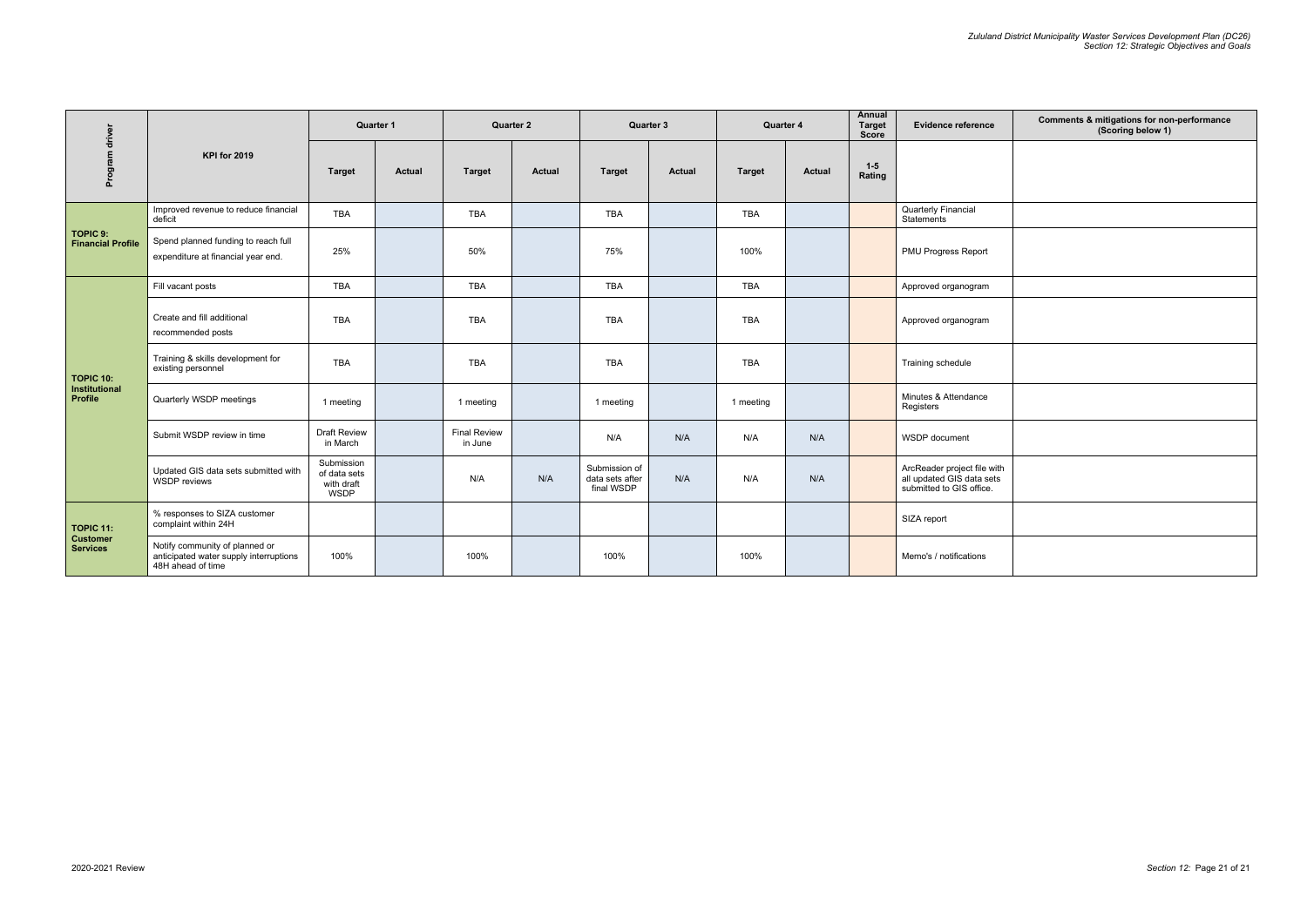| Program driver | KPI for 2019 | Quarter 1 | | Quarter 2 | | Quarter 3 | | Quarter 4 | | Annual Target Score | Evidence reference | Comments & mitigations for non-performance (Scoring below 1) |
|---|---|---|---|---|---|---|---|---|---|---|---|---|
| | | Target | Actual | Target | Actual | Target | Actual | Target | Actual | 1-5 Rating | | |
| **TOPIC 9: Financial Profile** | Improved revenue to reduce financial deficit | TBA | | TBA | | TBA | | TBA | | | Quarterly Financial Statements | |
| | Spend planned funding to reach full expenditure at financial year end. | 25% | | 50% | | 75% | | 100% | | | PMU Progress Report | |
| **TOPIC 10: Institutional Profile** | Fill vacant posts | TBA | | TBA | | TBA | | TBA | | | Approved organogram | |
| | Create and fill additional recommended posts | TBA | | TBA | | TBA | | TBA | | | Approved organogram | |
| | Training & skills development for existing personnel | TBA | | TBA | | TBA | | TBA | | | Training schedule | |
| | Quarterly WSDP meetings | 1 meeting | | 1 meeting | | 1 meeting | | 1 meeting | | | Minutes & Attendance Registers | |
| | Submit WSDP review in time | Draft Review in March | | Final Review in June | | N/A | N/A | N/A | N/A | | WSDP document | |
| | Updated GIS data sets submitted with WSDP reviews | Submission of data sets with draft WSDP | | N/A | N/A | Submission of data sets after final WSDP | N/A | N/A | N/A | | ArcReader project file with all updated GIS data sets submitted to GIS office. | |
| **TOPIC 11: Customer Services** | % responses to SIZA customer complaint within 24H | | | | | | | | | | SIZA report | |
| | Notify community of planned or anticipated water supply interruptions 48H ahead of time | 100% | | 100% | | 100% | | 100% | | | Memo's / notifications | |